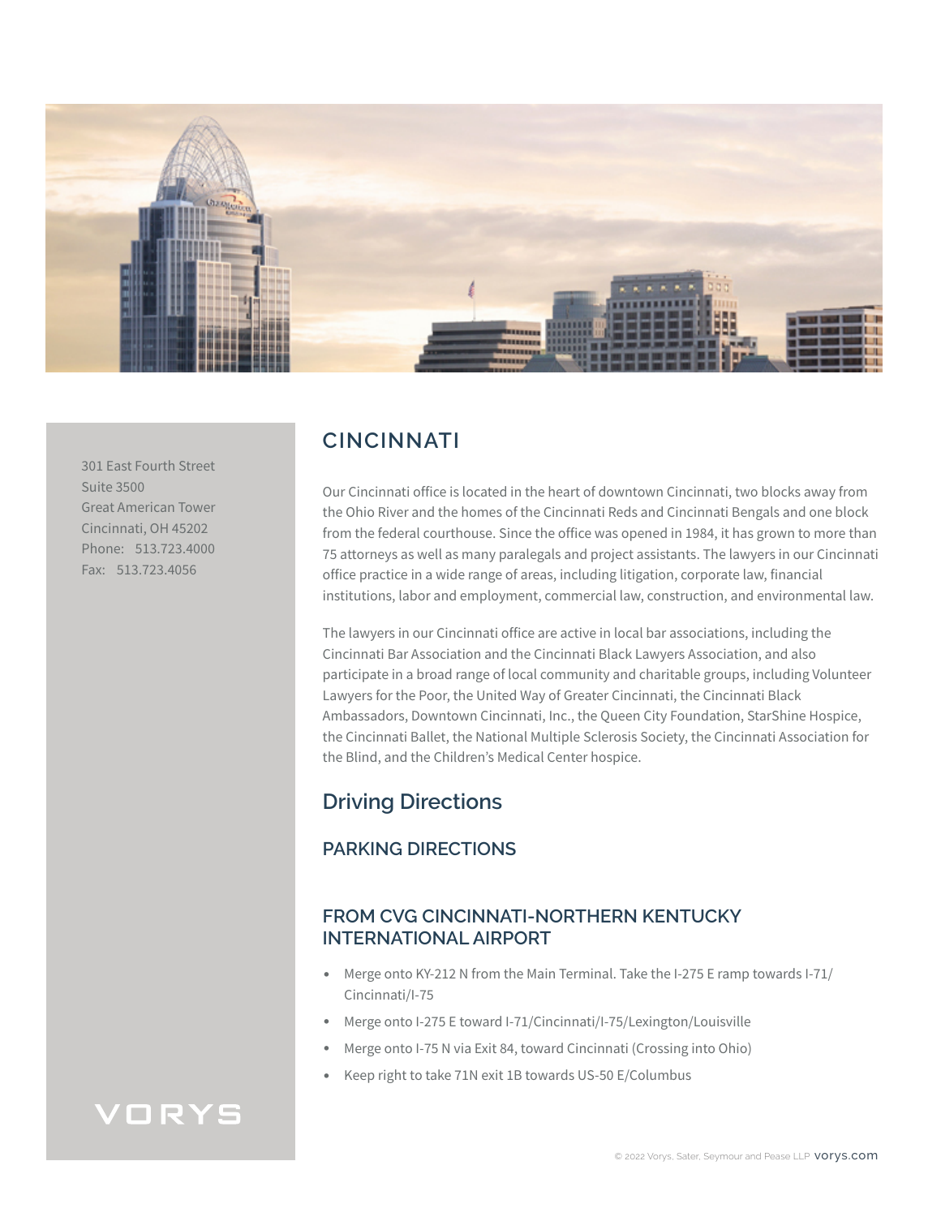301 East Fourth Street
Suite 3500
Great American Tower
Cincinnati, OH 45202
Phone: 513.723.4000
Fax: 513.723.4056

# CINCINNATI

Our Cincinnati office is located in the heart of downtown Cincinnati, two blocks away from the Ohio River and the homes of the Cincinnati Reds and Cincinnati Bengals and one block from the federal courthouse. Since the office was opened in 1984, it has grown to more than 75 attorneys as well as many paralegals and project assistants. The lawyers in our Cincinnati office practice in a wide range of areas, including litigation, corporate law, financial institutions, labor and employment, commercial law, construction, and environmental law.

The lawyers in our Cincinnati office are active in local bar associations, including the Cincinnati Bar Association and the Cincinnati Black Lawyers Association, and also participate in a broad range of local community and charitable groups, including Volunteer Lawyers for the Poor, the United Way of Greater Cincinnati, the Cincinnati Black Ambassadors, Downtown Cincinnati, Inc., the Queen City Foundation, StarShine Hospice, the Cincinnati Ballet, the National Multiple Sclerosis Society, the Cincinnati Association for the Blind, and the Children's Medical Center hospice.

## Driving Directions

### PARKING DIRECTIONS

### FROM CVG CINCINNATI-NORTHERN KENTUCKY INTERNATIONAL AIRPORT

- Merge onto KY-212 N from the Main Terminal. Take the I-275 E ramp towards I-71/Cincinnati/I-75
- Merge onto I-275 E toward I-71/Cincinnati/I-75/Lexington/Louisville
- Merge onto I-75 N via Exit 84, toward Cincinnati (Crossing into Ohio)
- Keep right to take 71N exit 1B towards US-50 E/Columbus

VORYS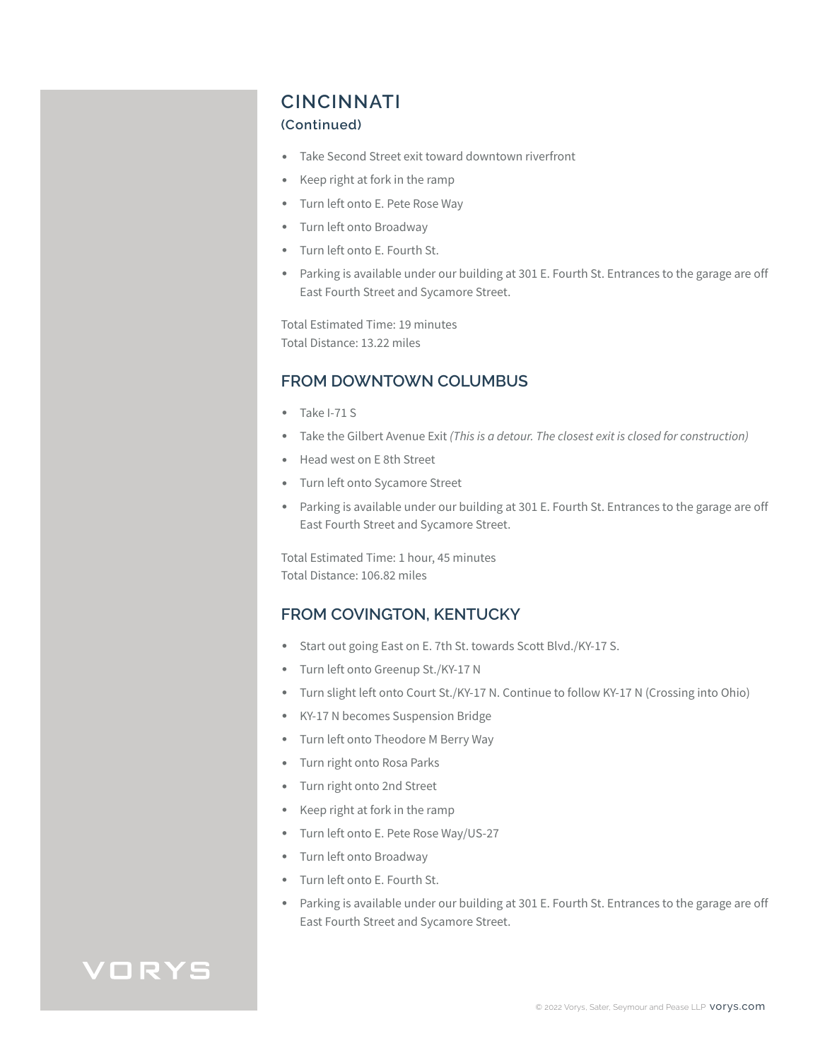## CINCINNATI

### (Continued)

- Take Second Street exit toward downtown riverfront
- Keep right at fork in the ramp
- Turn left onto E. Pete Rose Way
- Turn left onto Broadway
- Turn left onto E. Fourth St.
- Parking is available under our building at 301 E. Fourth St. Entrances to the garage are off East Fourth Street and Sycamore Street.

Total Estimated Time: 19 minutes
Total Distance: 13.22 miles

## FROM DOWNTOWN COLUMBUS

- Take I-71 S
- Take the Gilbert Avenue Exit *(This is a detour. The closest exit is closed for construction)*
- Head west on E 8th Street
- Turn left onto Sycamore Street
- Parking is available under our building at 301 E. Fourth St. Entrances to the garage are off East Fourth Street and Sycamore Street.

Total Estimated Time: 1 hour, 45 minutes
Total Distance: 106.82 miles

## FROM COVINGTON, KENTUCKY

- Start out going East on E. 7th St. towards Scott Blvd./KY-17 S.
- Turn left onto Greenup St./KY-17 N
- Turn slight left onto Court St./KY-17 N. Continue to follow KY-17 N (Crossing into Ohio)
- KY-17 N becomes Suspension Bridge
- Turn left onto Theodore M Berry Way
- Turn right onto Rosa Parks
- Turn right onto 2nd Street
- Keep right at fork in the ramp
- Turn left onto E. Pete Rose Way/US-27
- Turn left onto Broadway
- Turn left onto E. Fourth St.
- Parking is available under our building at 301 E. Fourth St. Entrances to the garage are off East Fourth Street and Sycamore Street.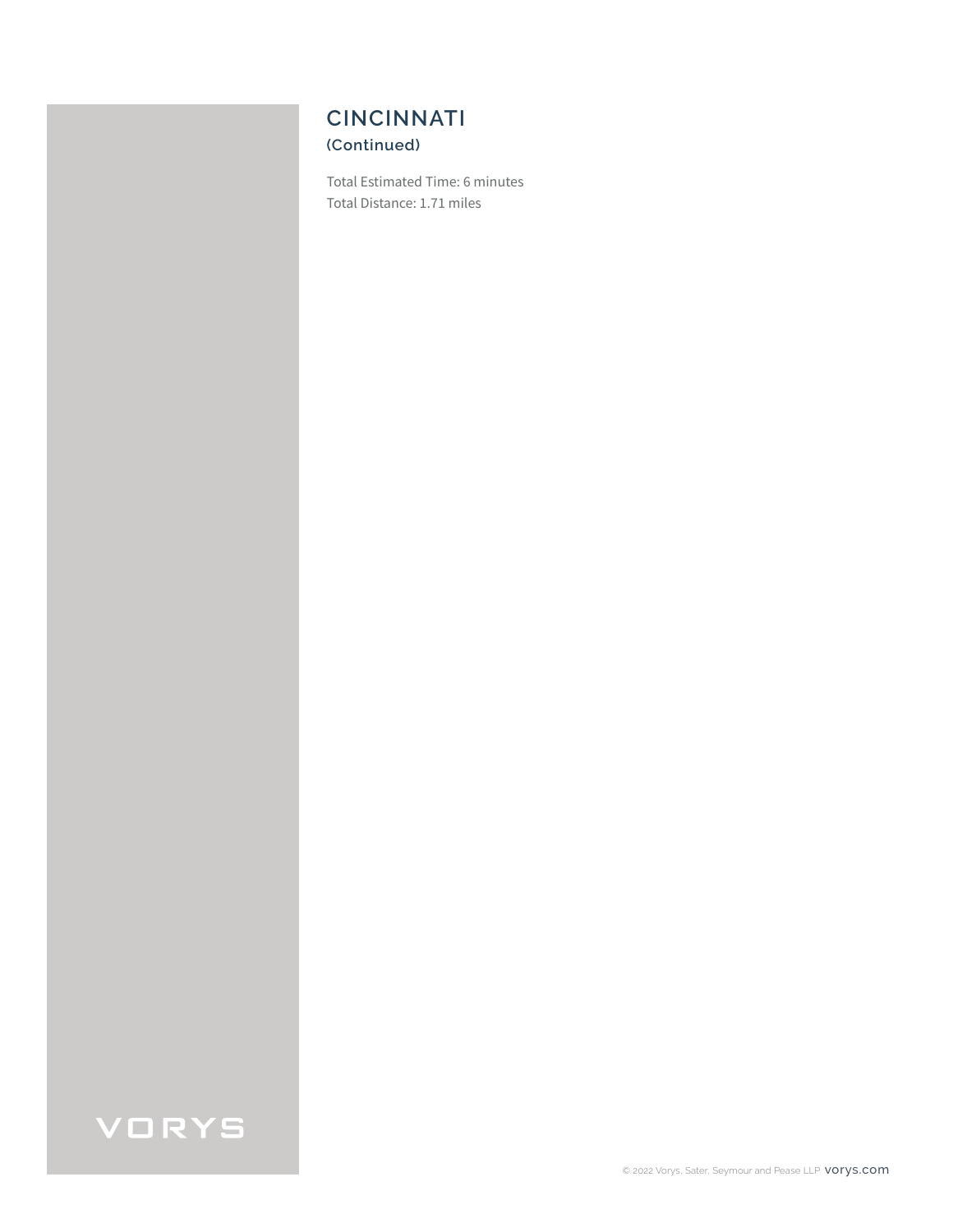## CINCINNATI

### (Continued)

Total Estimated Time: 6 minutes
Total Distance: 1.71 miles